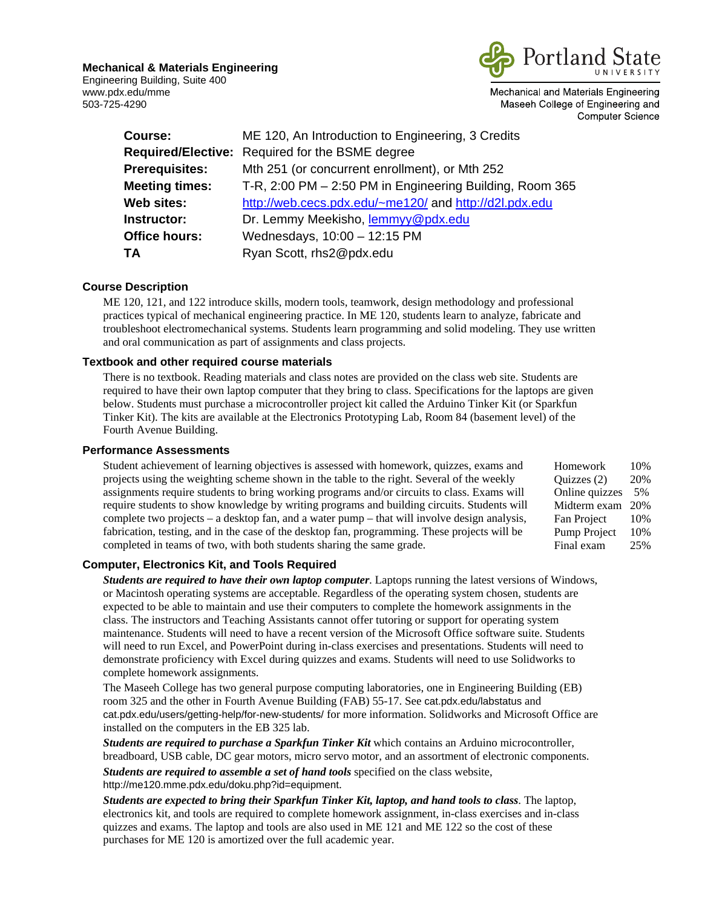**Mechanical & Materials Engineering**
Engineering Building, Suite 400
www.pdx.edu/mme
503-725-4290

Portland State University
Mechanical and Materials Engineering
Maseeh College of Engineering and Computer Science

| | |
|---|---|
| **Course:** | ME 120, An Introduction to Engineering, 3 Credits |
| **Required/Elective:** | Required for the BSME degree |
| **Prerequisites:** | Mth 251 (or concurrent enrollment), or Mth 252 |
| **Meeting times:** | T-R, 2:00 PM – 2:50 PM in Engineering Building, Room 365 |
| **Web sites:** | http://web.cecs.pdx.edu/~me120/ and http://d2l.pdx.edu |
| **Instructor:** | Dr. Lemmy Meekisho, lemmyy@pdx.edu |
| **Office hours:** | Wednesdays, 10:00 – 12:15 PM |
| **TA** | Ryan Scott, rhs2@pdx.edu |

### Course Description

ME 120, 121, and 122 introduce skills, modern tools, teamwork, design methodology and professional practices typical of mechanical engineering practice. In ME 120, students learn to analyze, fabricate and troubleshoot electromechanical systems. Students learn programming and solid modeling. They use written and oral communication as part of assignments and class projects.

### Textbook and other required course materials

There is no textbook. Reading materials and class notes are provided on the class web site. Students are required to have their own laptop computer that they bring to class. Specifications for the laptops are given below. Students must purchase a microcontroller project kit called the Arduino Tinker Kit (or Sparkfun Tinker Kit). The kits are available at the Electronics Prototyping Lab, Room 84 (basement level) of the Fourth Avenue Building.

### Performance Assessments

Student achievement of learning objectives is assessed with homework, quizzes, exams and projects using the weighting scheme shown in the table to the right. Several of the weekly assignments require students to bring working programs and/or circuits to class. Exams will require students to show knowledge by writing programs and building circuits. Students will complete two projects – a desktop fan, and a water pump – that will involve design analysis, fabrication, testing, and in the case of the desktop fan, programming. These projects will be completed in teams of two, with both students sharing the same grade.

| | |
|---|---|
| Homework | 10% |
| Quizzes (2) | 20% |
| Online quizzes | 5% |
| Midterm exam | 20% |
| Fan Project | 10% |
| Pump Project | 10% |
| Final exam | 25% |

### Computer, Electronics Kit, and Tools Required

***Students are required to have their own laptop computer***. Laptops running the latest versions of Windows, or Macintosh operating systems are acceptable. Regardless of the operating system chosen, students are expected to be able to maintain and use their computers to complete the homework assignments in the class. The instructors and Teaching Assistants cannot offer tutoring or support for operating system maintenance. Students will need to have a recent version of the Microsoft Office software suite. Students will need to run Excel, and PowerPoint during in-class exercises and presentations. Students will need to demonstrate proficiency with Excel during quizzes and exams. Students will need to use Solidworks to complete homework assignments.

The Maseeh College has two general purpose computing laboratories, one in Engineering Building (EB) room 325 and the other in Fourth Avenue Building (FAB) 55-17. See cat.pdx.edu/labstatus and cat.pdx.edu/users/getting-help/for-new-students/ for more information. Solidworks and Microsoft Office are installed on the computers in the EB 325 lab.

***Students are required to purchase a Sparkfun Tinker Kit*** which contains an Arduino microcontroller, breadboard, USB cable, DC gear motors, micro servo motor, and an assortment of electronic components.

***Students are required to assemble a set of hand tools*** specified on the class website, http://me120.mme.pdx.edu/doku.php?id=equipment.

***Students are expected to bring their Sparkfun Tinker Kit, laptop, and hand tools to class***. The laptop, electronics kit, and tools are required to complete homework assignment, in-class exercises and in-class quizzes and exams. The laptop and tools are also used in ME 121 and ME 122 so the cost of these purchases for ME 120 is amortized over the full academic year.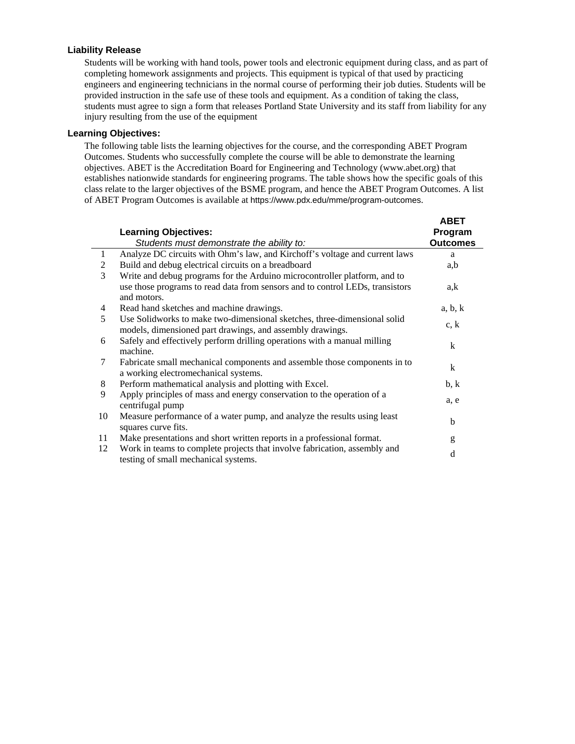### Liability Release

Students will be working with hand tools, power tools and electronic equipment during class, and as part of completing homework assignments and projects. This equipment is typical of that used by practicing engineers and engineering technicians in the normal course of performing their job duties. Students will be provided instruction in the safe use of these tools and equipment. As a condition of taking the class, students must agree to sign a form that releases Portland State University and its staff from liability for any injury resulting from the use of the equipment

### Learning Objectives:

The following table lists the learning objectives for the course, and the corresponding ABET Program Outcomes. Students who successfully complete the course will be able to demonstrate the learning objectives. ABET is the Accreditation Board for Engineering and Technology (www.abet.org) that establishes nationwide standards for engineering programs. The table shows how the specific goals of this class relate to the larger objectives of the BSME program, and hence the ABET Program Outcomes. A list of ABET Program Outcomes is available at https://www.pdx.edu/mme/program-outcomes.

| | **Learning Objectives:** *Students must demonstrate the ability to:* | **ABET Program Outcomes** |
|---|---|---|
| 1 | Analyze DC circuits with Ohm's law, and Kirchoff's voltage and current laws | a |
| 2 | Build and debug electrical circuits on a breadboard | a,b |
| 3 | Write and debug programs for the Arduino microcontroller platform, and to use those programs to read data from sensors and to control LEDs, transistors and motors. | a,k |
| 4 | Read hand sketches and machine drawings. | a, b, k |
| 5 | Use Solidworks to make two-dimensional sketches, three-dimensional solid models, dimensioned part drawings, and assembly drawings. | c, k |
| 6 | Safely and effectively perform drilling operations with a manual milling machine. | k |
| 7 | Fabricate small mechanical components and assemble those components in to a working electromechanical systems. | k |
| 8 | Perform mathematical analysis and plotting with Excel. | b, k |
| 9 | Apply principles of mass and energy conservation to the operation of a centrifugal pump | a, e |
| 10 | Measure performance of a water pump, and analyze the results using least squares curve fits. | b |
| 11 | Make presentations and short written reports in a professional format. | g |
| 12 | Work in teams to complete projects that involve fabrication, assembly and testing of small mechanical systems. | d |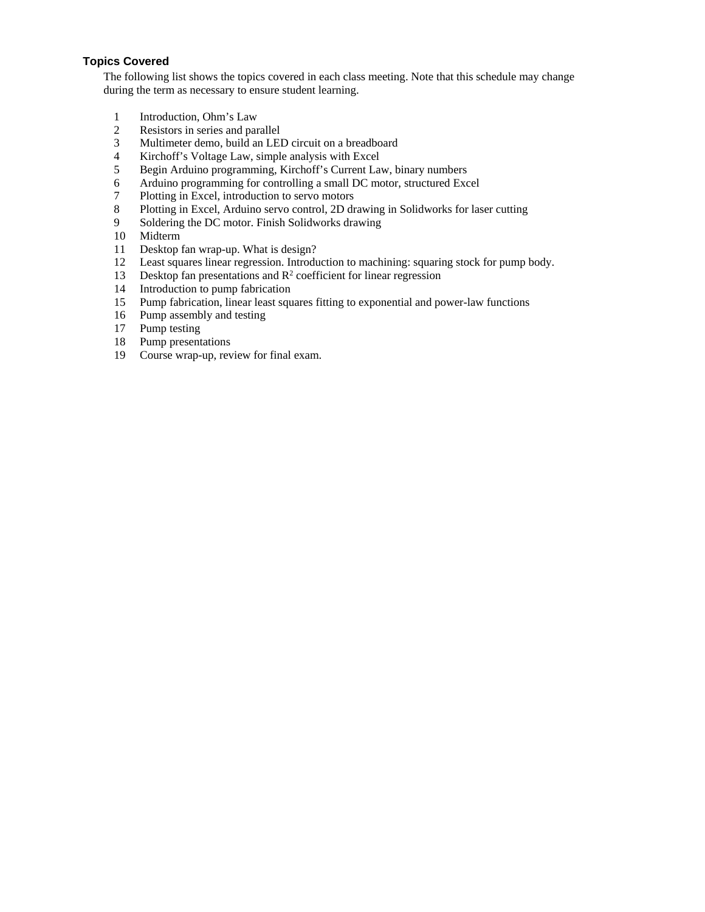### Topics Covered

The following list shows the topics covered in each class meeting. Note that this schedule may change during the term as necessary to ensure student learning.

1. Introduction, Ohm's Law
2. Resistors in series and parallel
3. Multimeter demo, build an LED circuit on a breadboard
4. Kirchoff's Voltage Law, simple analysis with Excel
5. Begin Arduino programming, Kirchoff's Current Law, binary numbers
6. Arduino programming for controlling a small DC motor, structured Excel
7. Plotting in Excel, introduction to servo motors
8. Plotting in Excel, Arduino servo control, 2D drawing in Solidworks for laser cutting
9. Soldering the DC motor. Finish Solidworks drawing
10. Midterm
11. Desktop fan wrap-up. What is design?
12. Least squares linear regression. Introduction to machining: squaring stock for pump body.
13. Desktop fan presentations and $R^2$ coefficient for linear regression
14. Introduction to pump fabrication
15. Pump fabrication, linear least squares fitting to exponential and power-law functions
16. Pump assembly and testing
17. Pump testing
18. Pump presentations
19. Course wrap-up, review for final exam.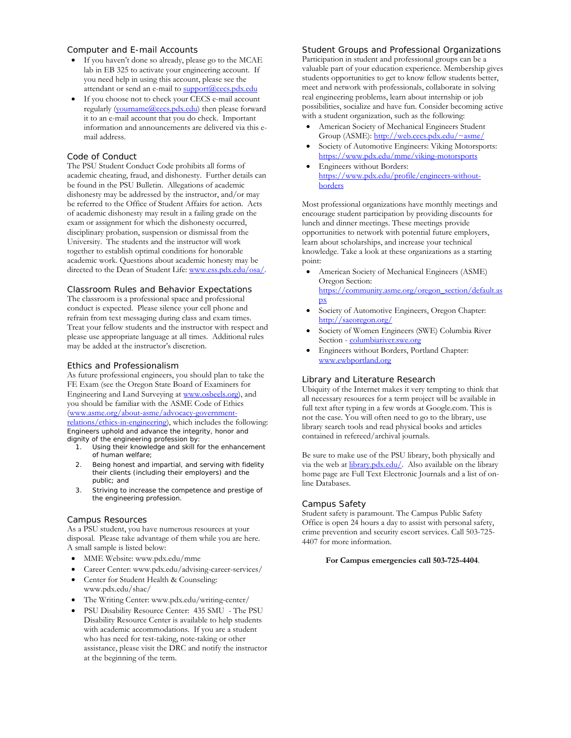## Computer and E-mail Accounts

- If you haven't done so already, please go to the MCAE lab in EB 325 to activate your engineering account. If you need help in using this account, please see the attendant or send an e-mail to support@cecs.pdx.edu
- If you choose not to check your CECS e-mail account regularly (yourname@cecs.pdx.edu) then please forward it to an e-mail account that you do check. Important information and announcements are delivered via this e-mail address.

## Code of Conduct

The PSU Student Conduct Code prohibits all forms of academic cheating, fraud, and dishonesty. Further details can be found in the PSU Bulletin. Allegations of academic dishonesty may be addressed by the instructor, and/or may be referred to the Office of Student Affairs for action. Acts of academic dishonesty may result in a failing grade on the exam or assignment for which the dishonesty occurred, disciplinary probation, suspension or dismissal from the University. The students and the instructor will work together to establish optimal conditions for honorable academic work. Questions about academic honesty may be directed to the Dean of Student Life: www.ess.pdx.edu/osa/.

## Classroom Rules and Behavior Expectations

The classroom is a professional space and professional conduct is expected. Please silence your cell phone and refrain from text messaging during class and exam times. Treat your fellow students and the instructor with respect and please use appropriate language at all times. Additional rules may be added at the instructor's discretion.

## Ethics and Professionalism

As future professional engineers, you should plan to take the FE Exam (see the Oregon State Board of Examiners for Engineering and Land Surveying at www.osbeels.org), and you should be familiar with the ASME Code of Ethics (www.asme.org/about-asme/advocacy-government-relations/ethics-in-engineering), which includes the following:
Engineers uphold and advance the integrity, honor and dignity of the engineering profession by:

1. Using their knowledge and skill for the enhancement of human welfare;
2. Being honest and impartial, and serving with fidelity their clients (including their employers) and the public; and
3. Striving to increase the competence and prestige of the engineering profession.

## Campus Resources

As a PSU student, you have numerous resources at your disposal. Please take advantage of them while you are here. A small sample is listed below:

- MME Website: www.pdx.edu/mme
- Career Center: www.pdx.edu/advising-career-services/
- Center for Student Health & Counseling: www.pdx.edu/shac/
- The Writing Center: www.pdx.edu/writing-center/
- PSU Disability Resource Center: 435 SMU - The PSU Disability Resource Center is available to help students with academic accommodations. If you are a student who has need for test-taking, note-taking or other assistance, please visit the DRC and notify the instructor at the beginning of the term.

## Student Groups and Professional Organizations

Participation in student and professional groups can be a valuable part of your education experience. Membership gives students opportunities to get to know fellow students better, meet and network with professionals, collaborate in solving real engineering problems, learn about internship or job possibilities, socialize and have fun. Consider becoming active with a student organization, such as the following:

- American Society of Mechanical Engineers Student Group (ASME): http://web.cecs.pdx.edu/~asme/
- Society of Automotive Engineers: Viking Motorsports: https://www.pdx.edu/mme/viking-motorsports
- Engineers without Borders: https://www.pdx.edu/profile/engineers-without-borders

Most professional organizations have monthly meetings and encourage student participation by providing discounts for lunch and dinner meetings. These meetings provide opportunities to network with potential future employers, learn about scholarships, and increase your technical knowledge. Take a look at these organizations as a starting point:

- American Society of Mechanical Engineers (ASME) Oregon Section: https://community.asme.org/oregon_section/default.aspx
- Society of Automotive Engineers, Oregon Chapter: http://saeoregon.org/
- Society of Women Engineers (SWE) Columbia River Section - columbiariver.swe.org
- Engineers without Borders, Portland Chapter: www.ewbportland.org

## Library and Literature Research

Ubiquity of the Internet makes it very tempting to think that all necessary resources for a term project will be available in full text after typing in a few words at Google.com. This is not the case. You will often need to go to the library, use library search tools and read physical books and articles contained in refereed/archival journals.

Be sure to make use of the PSU library, both physically and via the web at library.pdx.edu/. Also available on the library home page are Full Text Electronic Journals and a list of on-line Databases.

## Campus Safety

Student safety is paramount. The Campus Public Safety Office is open 24 hours a day to assist with personal safety, crime prevention and security escort services. Call 503-725-4407 for more information.

**For Campus emergencies call 503-725-4404**.